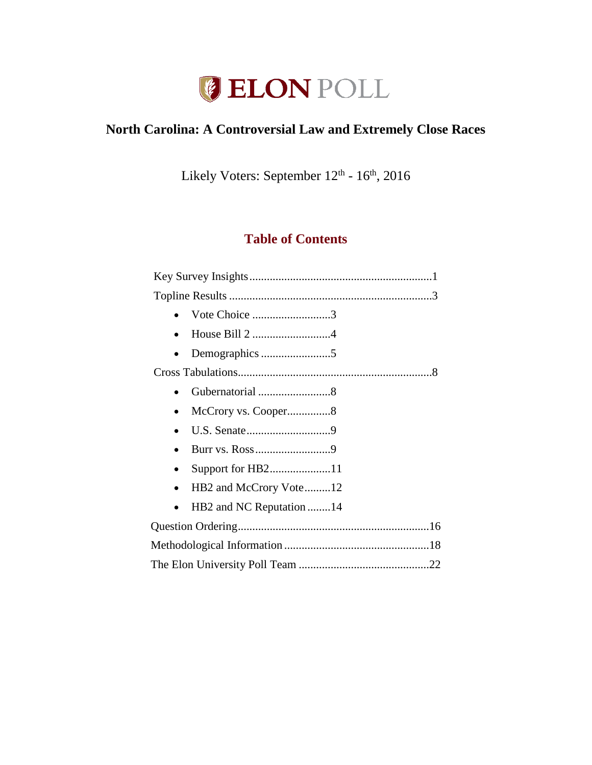# ELON POLL

## North Carolina: A Controversial Law and Extremely Close Races

Likely Voters: September 12th - 16th, 2016

### Table of Contents

Key Survey Insights ........................................................ 1

Topline Results ............................................................ 3

- Vote Choice ........................... 3
- House Bill 2 ........................... 4
- Demographics ........................ 5

Cross Tabulations .......................................................... 8

- Gubernatorial ......................... 8
- McCrory vs. Cooper ............... 8
- U.S. Senate ............................ 9
- Burr vs. Ross .......................... 9
- Support for HB2 ..................... 11
- HB2 and McCrory Vote ......... 12
- HB2 and NC Reputation ........ 14

Question Ordering .......................................................... 16

Methodological Information ............................................ 18

The Elon University Poll Team ........................................ 22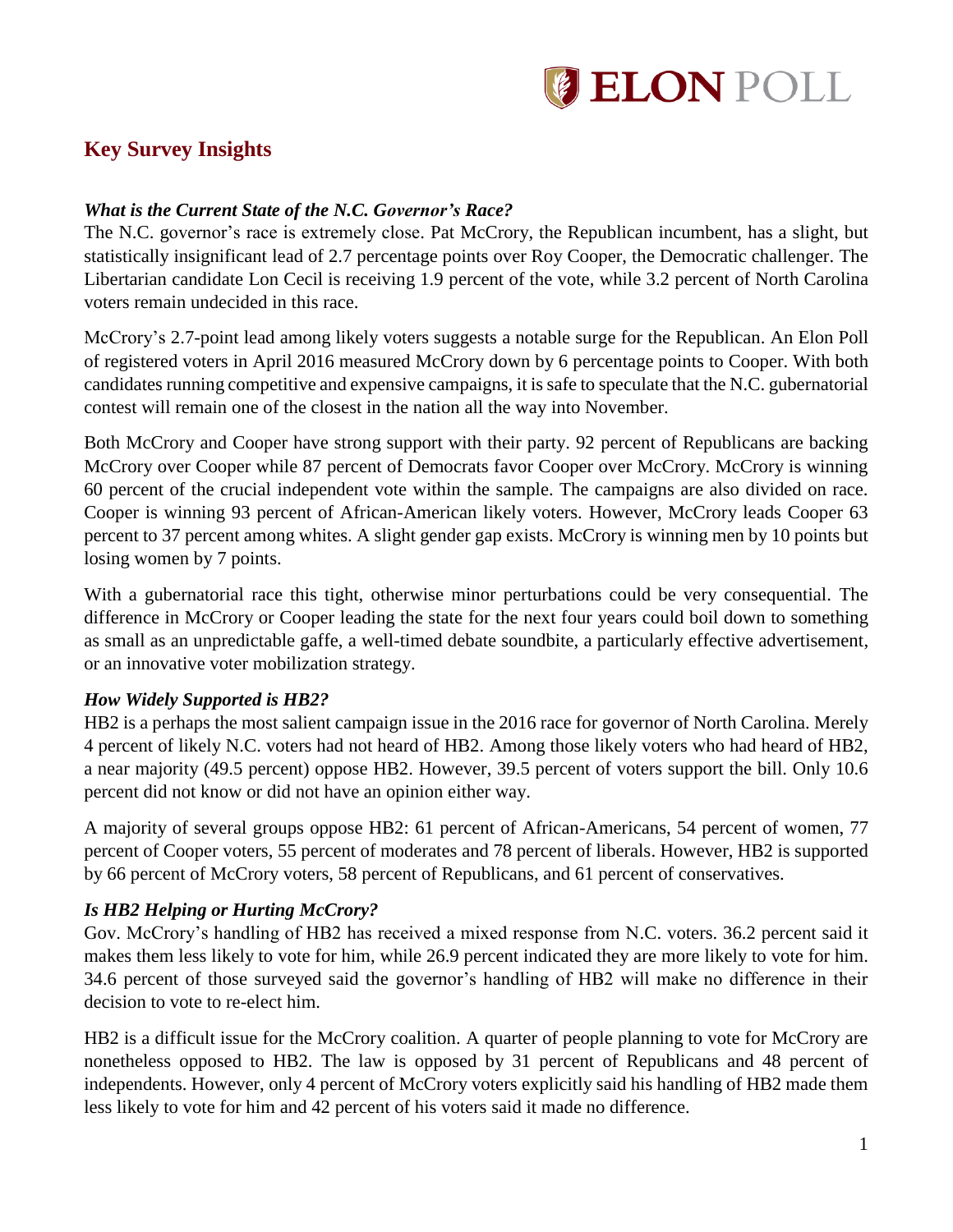## Key Survey Insights

### *What is the Current State of the N.C. Governor's Race?*

The N.C. governor's race is extremely close. Pat McCrory, the Republican incumbent, has a slight, but statistically insignificant lead of 2.7 percentage points over Roy Cooper, the Democratic challenger. The Libertarian candidate Lon Cecil is receiving 1.9 percent of the vote, while 3.2 percent of North Carolina voters remain undecided in this race.

McCrory's 2.7-point lead among likely voters suggests a notable surge for the Republican. An Elon Poll of registered voters in April 2016 measured McCrory down by 6 percentage points to Cooper. With both candidates running competitive and expensive campaigns, it is safe to speculate that the N.C. gubernatorial contest will remain one of the closest in the nation all the way into November.

Both McCrory and Cooper have strong support with their party. 92 percent of Republicans are backing McCrory over Cooper while 87 percent of Democrats favor Cooper over McCrory. McCrory is winning 60 percent of the crucial independent vote within the sample. The campaigns are also divided on race. Cooper is winning 93 percent of African-American likely voters. However, McCrory leads Cooper 63 percent to 37 percent among whites. A slight gender gap exists. McCrory is winning men by 10 points but losing women by 7 points.

With a gubernatorial race this tight, otherwise minor perturbations could be very consequential. The difference in McCrory or Cooper leading the state for the next four years could boil down to something as small as an unpredictable gaffe, a well-timed debate soundbite, a particularly effective advertisement, or an innovative voter mobilization strategy.

### *How Widely Supported is HB2?*

HB2 is a perhaps the most salient campaign issue in the 2016 race for governor of North Carolina. Merely 4 percent of likely N.C. voters had not heard of HB2. Among those likely voters who had heard of HB2, a near majority (49.5 percent) oppose HB2. However, 39.5 percent of voters support the bill. Only 10.6 percent did not know or did not have an opinion either way.

A majority of several groups oppose HB2: 61 percent of African-Americans, 54 percent of women, 77 percent of Cooper voters, 55 percent of moderates and 78 percent of liberals. However, HB2 is supported by 66 percent of McCrory voters, 58 percent of Republicans, and 61 percent of conservatives.

### *Is HB2 Helping or Hurting McCrory?*

Gov. McCrory's handling of HB2 has received a mixed response from N.C. voters. 36.2 percent said it makes them less likely to vote for him, while 26.9 percent indicated they are more likely to vote for him. 34.6 percent of those surveyed said the governor's handling of HB2 will make no difference in their decision to vote to re-elect him.

HB2 is a difficult issue for the McCrory coalition. A quarter of people planning to vote for McCrory are nonetheless opposed to HB2. The law is opposed by 31 percent of Republicans and 48 percent of independents. However, only 4 percent of McCrory voters explicitly said his handling of HB2 made them less likely to vote for him and 42 percent of his voters said it made no difference.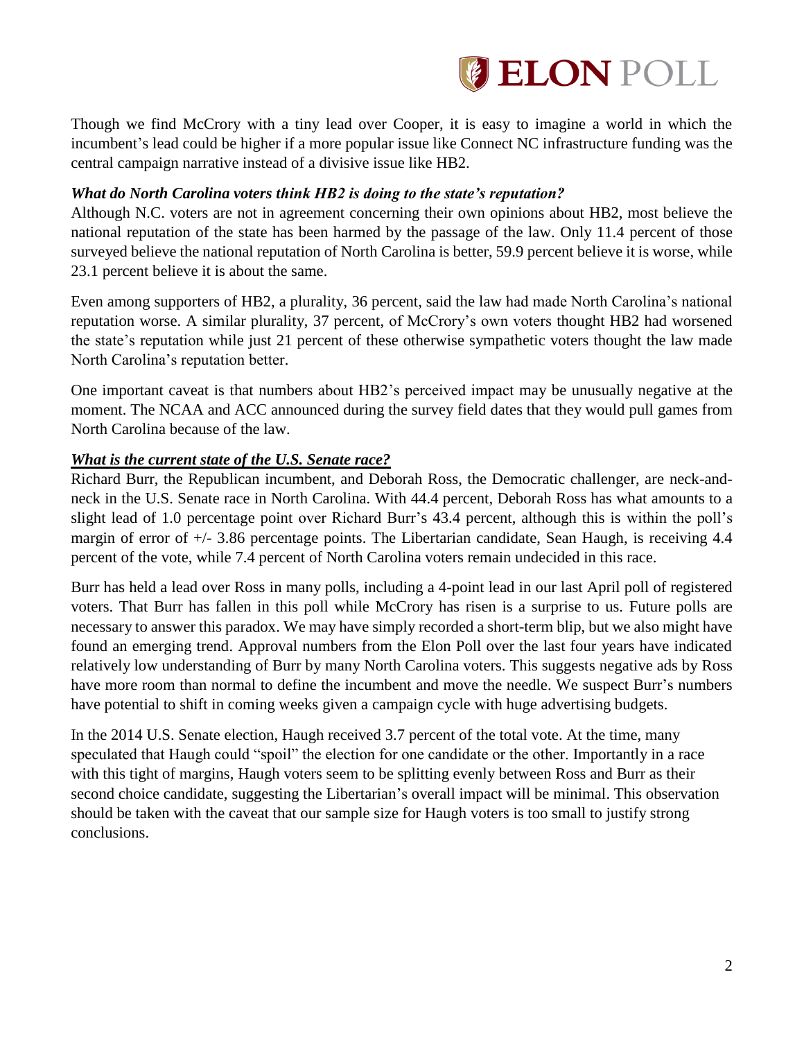Though we find McCrory with a tiny lead over Cooper, it is easy to imagine a world in which the incumbent's lead could be higher if a more popular issue like Connect NC infrastructure funding was the central campaign narrative instead of a divisive issue like HB2.

### *What do North Carolina voters think HB2 is doing to the state's reputation?*

Although N.C. voters are not in agreement concerning their own opinions about HB2, most believe the national reputation of the state has been harmed by the passage of the law. Only 11.4 percent of those surveyed believe the national reputation of North Carolina is better, 59.9 percent believe it is worse, while 23.1 percent believe it is about the same.

Even among supporters of HB2, a plurality, 36 percent, said the law had made North Carolina's national reputation worse. A similar plurality, 37 percent, of McCrory's own voters thought HB2 had worsened the state's reputation while just 21 percent of these otherwise sympathetic voters thought the law made North Carolina's reputation better.

One important caveat is that numbers about HB2's perceived impact may be unusually negative at the moment. The NCAA and ACC announced during the survey field dates that they would pull games from North Carolina because of the law.

### ***What is the current state of the U.S. Senate race?***

Richard Burr, the Republican incumbent, and Deborah Ross, the Democratic challenger, are neck-and-neck in the U.S. Senate race in North Carolina. With 44.4 percent, Deborah Ross has what amounts to a slight lead of 1.0 percentage point over Richard Burr's 43.4 percent, although this is within the poll's margin of error of +/- 3.86 percentage points. The Libertarian candidate, Sean Haugh, is receiving 4.4 percent of the vote, while 7.4 percent of North Carolina voters remain undecided in this race.

Burr has held a lead over Ross in many polls, including a 4-point lead in our last April poll of registered voters. That Burr has fallen in this poll while McCrory has risen is a surprise to us. Future polls are necessary to answer this paradox. We may have simply recorded a short-term blip, but we also might have found an emerging trend. Approval numbers from the Elon Poll over the last four years have indicated relatively low understanding of Burr by many North Carolina voters. This suggests negative ads by Ross have more room than normal to define the incumbent and move the needle. We suspect Burr's numbers have potential to shift in coming weeks given a campaign cycle with huge advertising budgets.

In the 2014 U.S. Senate election, Haugh received 3.7 percent of the total vote. At the time, many speculated that Haugh could "spoil" the election for one candidate or the other. Importantly in a race with this tight of margins, Haugh voters seem to be splitting evenly between Ross and Burr as their second choice candidate, suggesting the Libertarian's overall impact will be minimal. This observation should be taken with the caveat that our sample size for Haugh voters is too small to justify strong conclusions.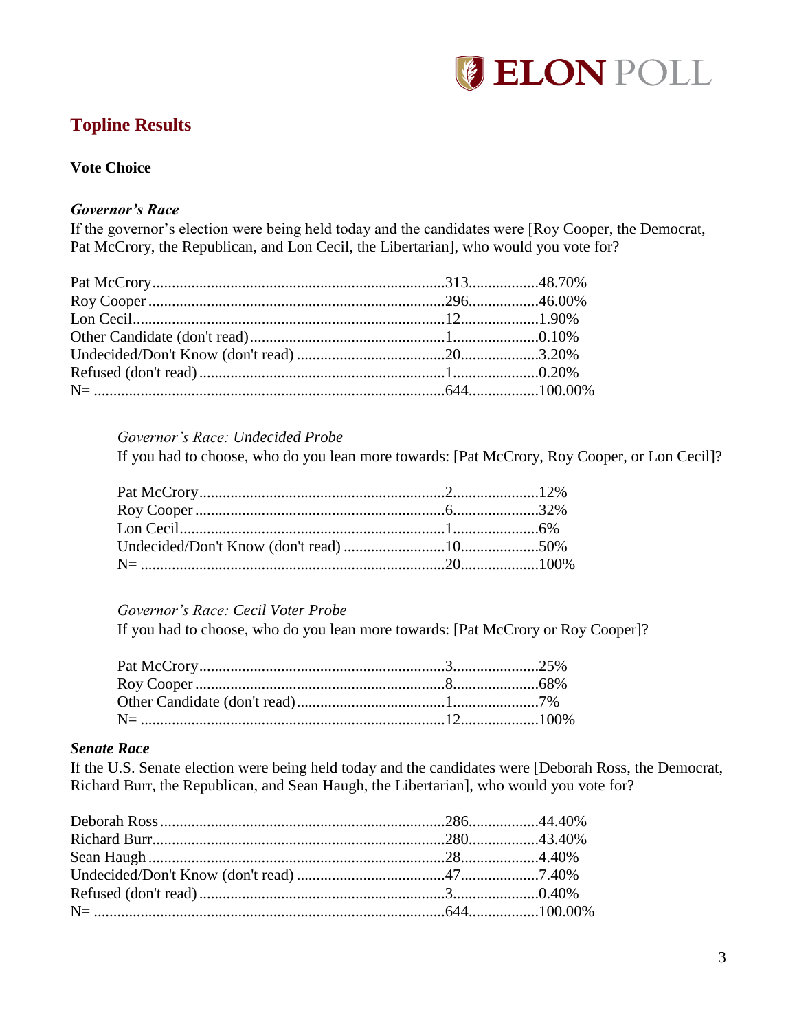## Topline Results

### Vote Choice

***Governor's Race***

If the governor's election were being held today and the candidates were [Roy Cooper, the Democrat, Pat McCrory, the Republican, and Lon Cecil, the Libertarian], who would you vote for?

| | | |
|---|---|---|
| Pat McCrory | 313 | 48.70% |
| Roy Cooper | 296 | 46.00% |
| Lon Cecil | 12 | 1.90% |
| Other Candidate (don't read) | 1 | 0.10% |
| Undecided/Don't Know (don't read) | 20 | 3.20% |
| Refused (don't read) | 1 | 0.20% |
| N= | 644 | 100.00% |

*Governor's Race: Undecided Probe*

If you had to choose, who do you lean more towards: [Pat McCrory, Roy Cooper, or Lon Cecil]?

| | | |
|---|---|---|
| Pat McCrory | 2 | 12% |
| Roy Cooper | 6 | 32% |
| Lon Cecil | 1 | 6% |
| Undecided/Don't Know (don't read) | 10 | 50% |
| N= | 20 | 100% |

*Governor's Race: Cecil Voter Probe*

If you had to choose, who do you lean more towards: [Pat McCrory or Roy Cooper]?

| | | |
|---|---|---|
| Pat McCrory | 3 | 25% |
| Roy Cooper | 8 | 68% |
| Other Candidate (don't read) | 1 | 7% |
| N= | 12 | 100% |

***Senate Race***

If the U.S. Senate election were being held today and the candidates were [Deborah Ross, the Democrat, Richard Burr, the Republican, and Sean Haugh, the Libertarian], who would you vote for?

| | | |
|---|---|---|
| Deborah Ross | 286 | 44.40% |
| Richard Burr | 280 | 43.40% |
| Sean Haugh | 28 | 4.40% |
| Undecided/Don't Know (don't read) | 47 | 7.40% |
| Refused (don't read) | 3 | 0.40% |
| N= | 644 | 100.00% |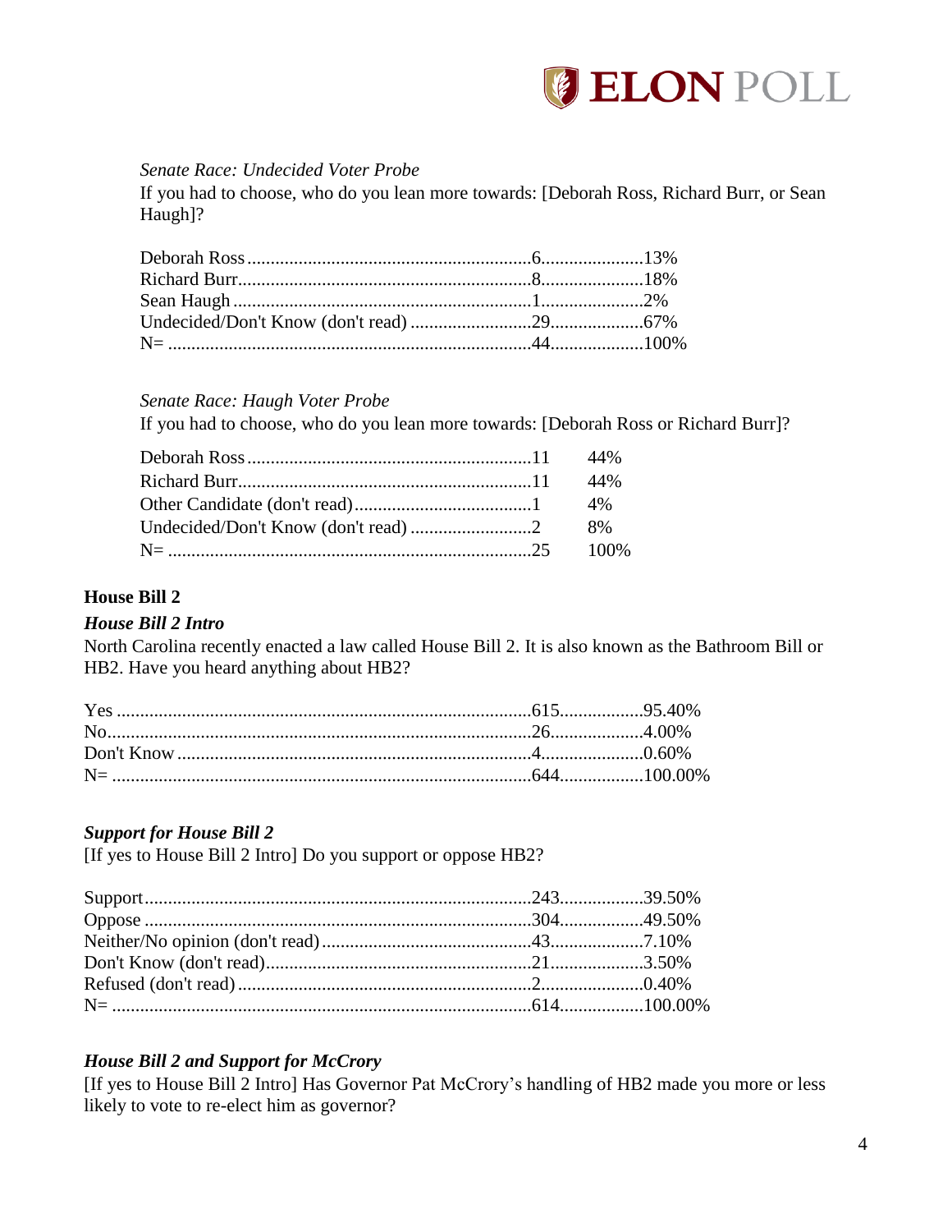*Senate Race: Undecided Voter Probe*

If you had to choose, who do you lean more towards: [Deborah Ross, Richard Burr, or Sean Haugh]?

| Response | N | % |
|---|---|---|
| Deborah Ross | 6 | 13% |
| Richard Burr | 8 | 18% |
| Sean Haugh | 1 | 2% |
| Undecided/Don't Know (don't read) | 29 | 67% |
| N= | 44 | 100% |

*Senate Race: Haugh Voter Probe*

If you had to choose, who do you lean more towards: [Deborah Ross or Richard Burr]?

| Response | N | % |
|---|---|---|
| Deborah Ross | 11 | 44% |
| Richard Burr | 11 | 44% |
| Other Candidate (don't read) | 1 | 4% |
| Undecided/Don't Know (don't read) | 2 | 8% |
| N= | 25 | 100% |

## House Bill 2

### *House Bill 2 Intro*

North Carolina recently enacted a law called House Bill 2. It is also known as the Bathroom Bill or HB2. Have you heard anything about HB2?

| Response | N | % |
|---|---|---|
| Yes | 615 | 95.40% |
| No | 26 | 4.00% |
| Don't Know | 4 | 0.60% |
| N= | 644 | 100.00% |

### *Support for House Bill 2*

[If yes to House Bill 2 Intro] Do you support or oppose HB2?

| Response | N | % |
|---|---|---|
| Support | 243 | 39.50% |
| Oppose | 304 | 49.50% |
| Neither/No opinion (don't read) | 43 | 7.10% |
| Don't Know (don't read) | 21 | 3.50% |
| Refused (don't read) | 2 | 0.40% |
| N= | 614 | 100.00% |

### *House Bill 2 and Support for McCrory*

[If yes to House Bill 2 Intro] Has Governor Pat McCrory's handling of HB2 made you more or less likely to vote to re-elect him as governor?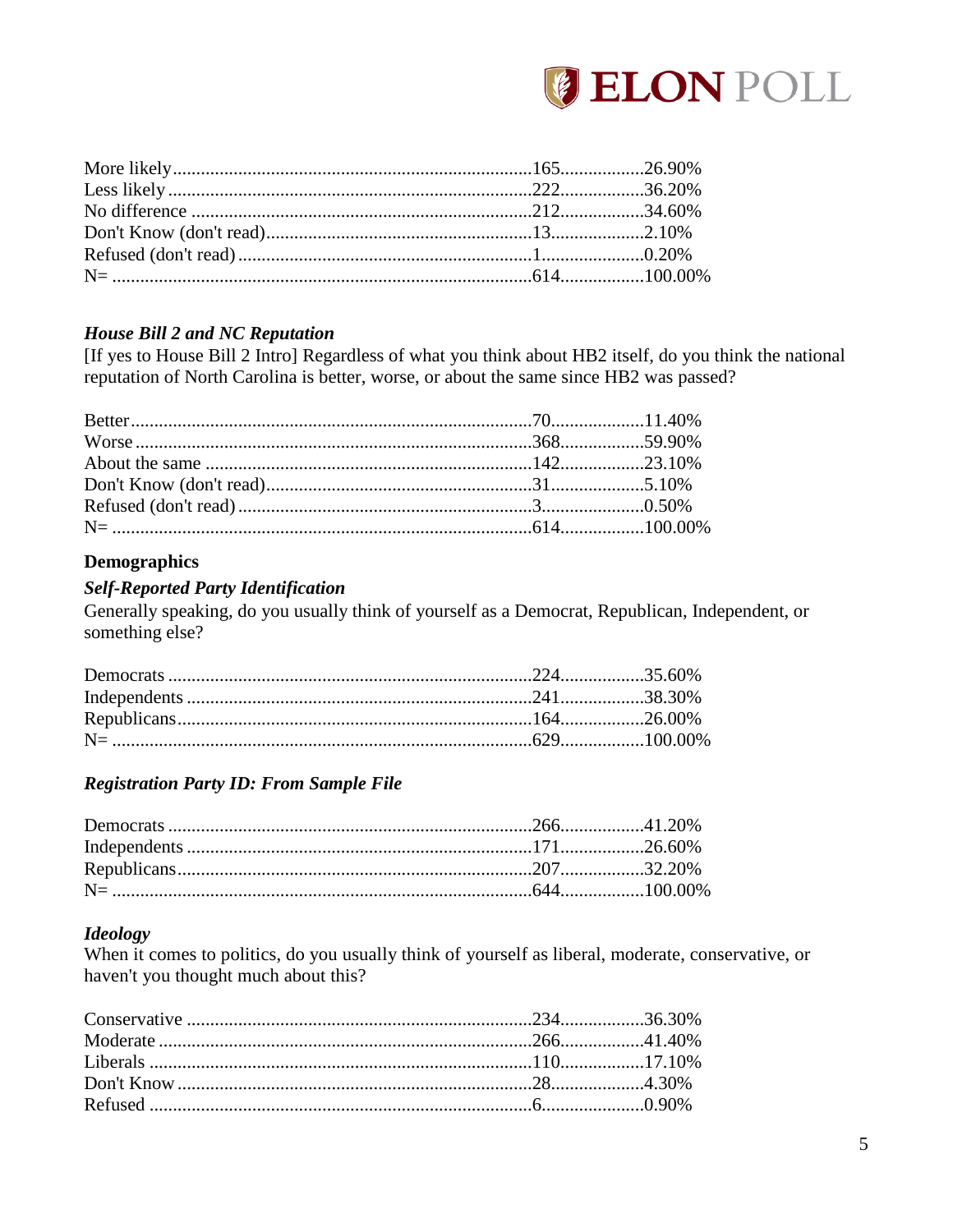| | | |
|---|---|---|
| More likely | 165 | 26.90% |
| Less likely | 222 | 36.20% |
| No difference | 212 | 34.60% |
| Don't Know (don't read) | 13 | 2.10% |
| Refused (don't read) | 1 | 0.20% |
| N= | 614 | 100.00% |

### *House Bill 2 and NC Reputation*

[If yes to House Bill 2 Intro] Regardless of what you think about HB2 itself, do you think the national reputation of North Carolina is better, worse, or about the same since HB2 was passed?

| | | |
|---|---|---|
| Better | 70 | 11.40% |
| Worse | 368 | 59.90% |
| About the same | 142 | 23.10% |
| Don't Know (don't read) | 31 | 5.10% |
| Refused (don't read) | 3 | 0.50% |
| N= | 614 | 100.00% |

## Demographics

### *Self-Reported Party Identification*

Generally speaking, do you usually think of yourself as a Democrat, Republican, Independent, or something else?

| | | |
|---|---|---|
| Democrats | 224 | 35.60% |
| Independents | 241 | 38.30% |
| Republicans | 164 | 26.00% |
| N= | 629 | 100.00% |

### *Registration Party ID: From Sample File*

| | | |
|---|---|---|
| Democrats | 266 | 41.20% |
| Independents | 171 | 26.60% |
| Republicans | 207 | 32.20% |
| N= | 644 | 100.00% |

### *Ideology*

When it comes to politics, do you usually think of yourself as liberal, moderate, conservative, or haven't you thought much about this?

| | | |
|---|---|---|
| Conservative | 234 | 36.30% |
| Moderate | 266 | 41.40% |
| Liberals | 110 | 17.10% |
| Don't Know | 28 | 4.30% |
| Refused | 6 | 0.90% |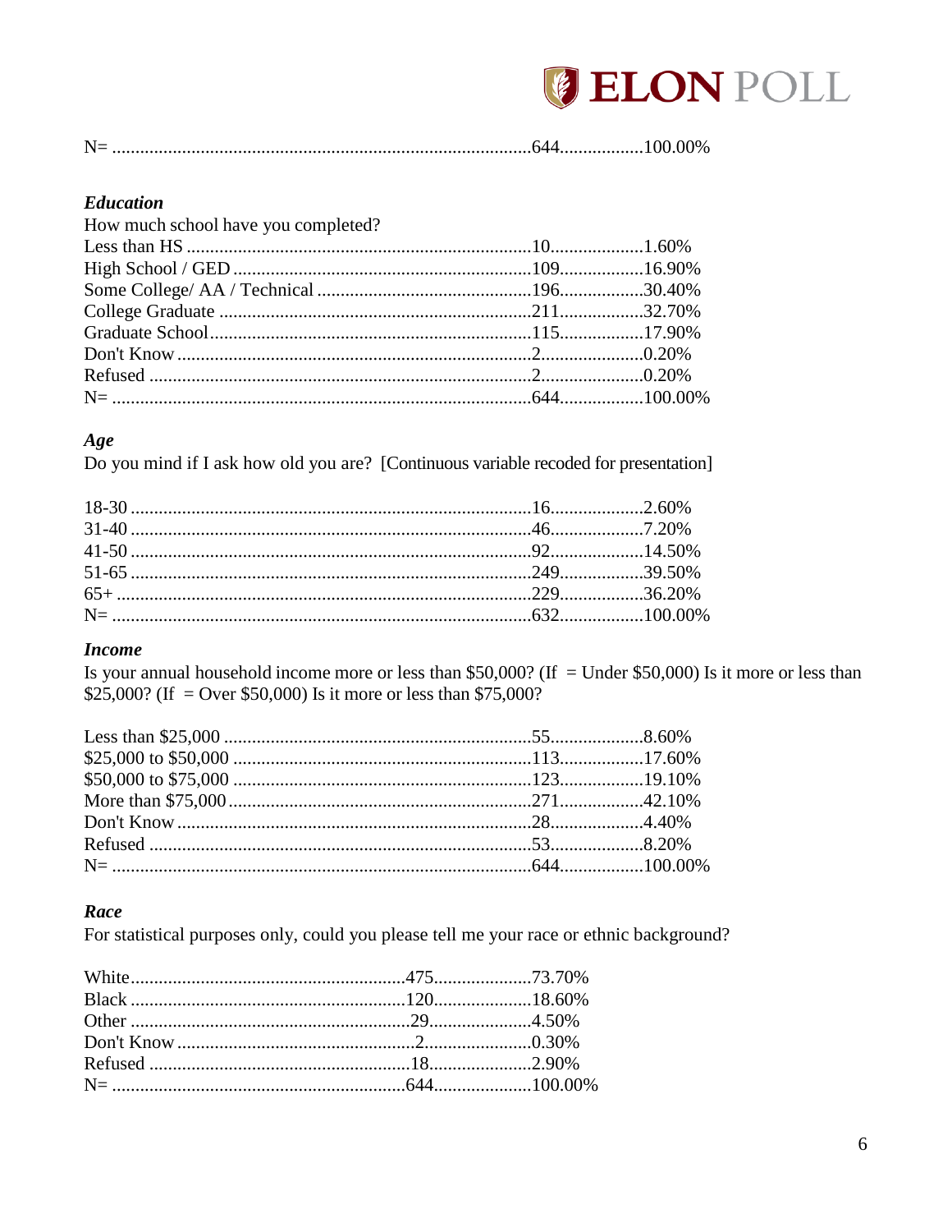| | | |
|---|---|---|
| N= | 644 | 100.00% |

***Education***

How much school have you completed?

| | | |
|---|---|---|
| Less than HS | 10 | 1.60% |
| High School / GED | 109 | 16.90% |
| Some College/ AA / Technical | 196 | 30.40% |
| College Graduate | 211 | 32.70% |
| Graduate School | 115 | 17.90% |
| Don't Know | 2 | 0.20% |
| Refused | 2 | 0.20% |
| N= | 644 | 100.00% |

***Age***

Do you mind if I ask how old you are? [Continuous variable recoded for presentation]

| | | |
|---|---|---|
| 18-30 | 16 | 2.60% |
| 31-40 | 46 | 7.20% |
| 41-50 | 92 | 14.50% |
| 51-65 | 249 | 39.50% |
| 65+ | 229 | 36.20% |
| N= | 632 | 100.00% |

***Income***

Is your annual household income more or less than $50,000? (If = Under $50,000) Is it more or less than $25,000? (If = Over $50,000) Is it more or less than $75,000?

| | | |
|---|---|---|
| Less than $25,000 | 55 | 8.60% |
| $25,000 to $50,000 | 113 | 17.60% |
| $50,000 to $75,000 | 123 | 19.10% |
| More than $75,000 | 271 | 42.10% |
| Don't Know | 28 | 4.40% |
| Refused | 53 | 8.20% |
| N= | 644 | 100.00% |

***Race***

For statistical purposes only, could you please tell me your race or ethnic background?

| | | |
|---|---|---|
| White | 475 | 73.70% |
| Black | 120 | 18.60% |
| Other | 29 | 4.50% |
| Don't Know | 2 | 0.30% |
| Refused | 18 | 2.90% |
| N= | 644 | 100.00% |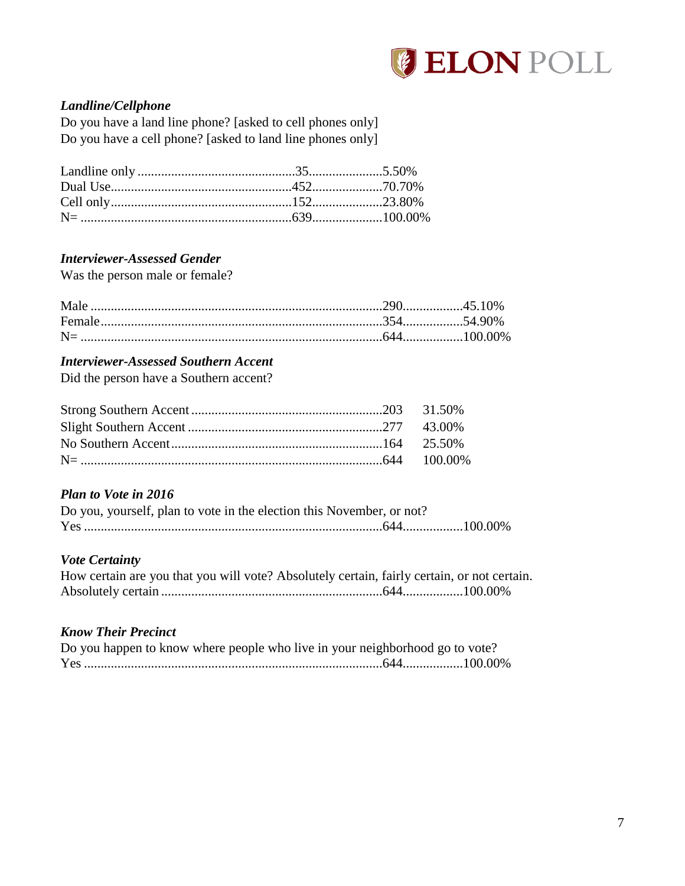***Landline/Cellphone***

Do you have a land line phone? [asked to cell phones only]
Do you have a cell phone? [asked to land line phones only]

| | | |
|---|---|---|
| Landline only | 35 | 5.50% |
| Dual Use | 452 | 70.70% |
| Cell only | 152 | 23.80% |
| N= | 639 | 100.00% |

***Interviewer-Assessed Gender***

Was the person male or female?

| | | |
|---|---|---|
| Male | 290 | 45.10% |
| Female | 354 | 54.90% |
| N= | 644 | 100.00% |

***Interviewer-Assessed Southern Accent***

Did the person have a Southern accent?

| | | |
|---|---|---|
| Strong Southern Accent | 203 | 31.50% |
| Slight Southern Accent | 277 | 43.00% |
| No Southern Accent | 164 | 25.50% |
| N= | 644 | 100.00% |

***Plan to Vote in 2016***

Do you, yourself, plan to vote in the election this November, or not?

| | | |
|---|---|---|
| Yes | 644 | 100.00% |

***Vote Certainty***

How certain are you that you will vote? Absolutely certain, fairly certain, or not certain.

| | | |
|---|---|---|
| Absolutely certain | 644 | 100.00% |

***Know Their Precinct***

Do you happen to know where people who live in your neighborhood go to vote?

| | | |
|---|---|---|
| Yes | 644 | 100.00% |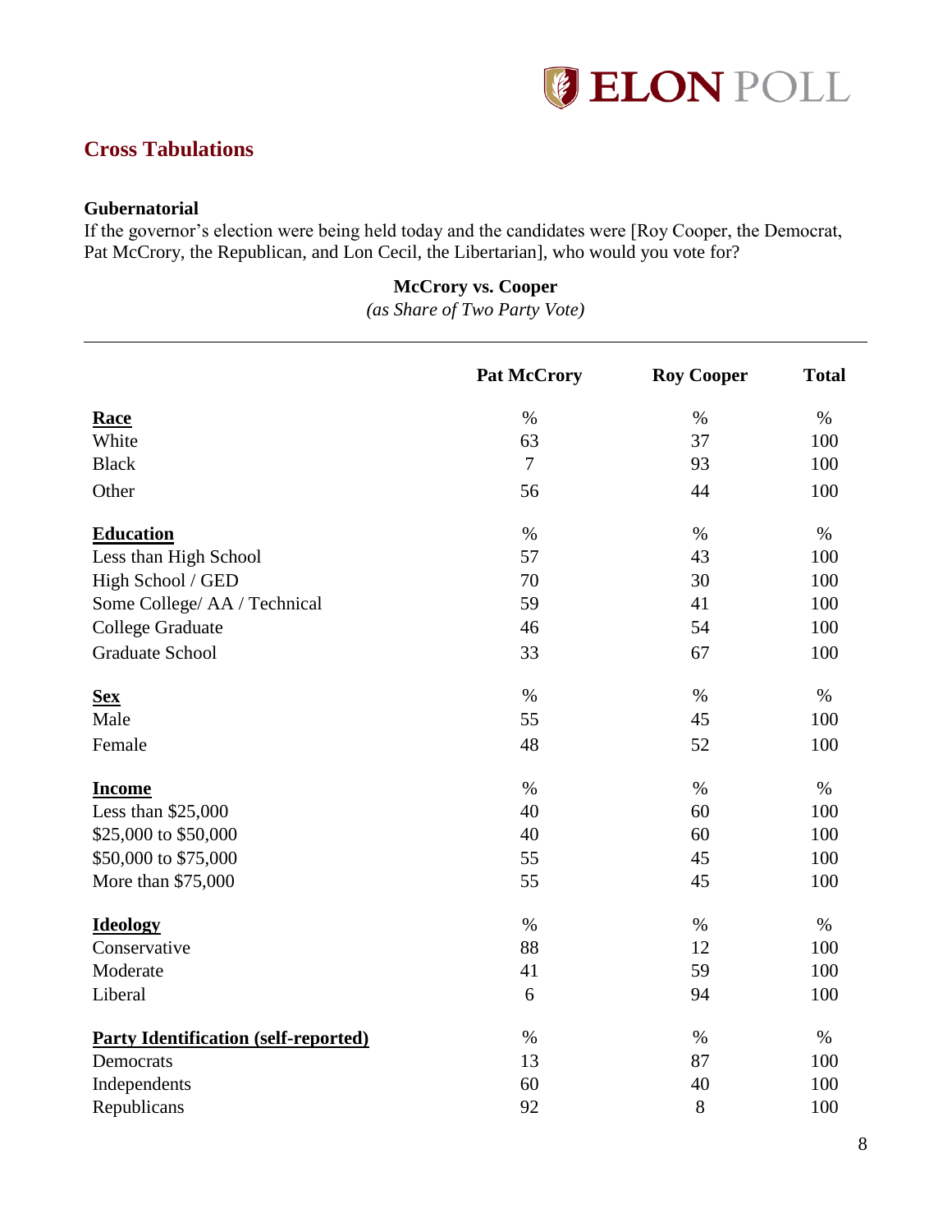## Cross Tabulations

**Gubernatorial**

If the governor's election were being held today and the candidates were [Roy Cooper, the Democrat, Pat McCrory, the Republican, and Lon Cecil, the Libertarian], who would you vote for?

**McCrory vs. Cooper**
*(as Share of Two Party Vote)*

| | Pat McCrory | Roy Cooper | Total |
|---|---|---|---|
| **Race** | % | % | % |
| White | 63 | 37 | 100 |
| Black | 7 | 93 | 100 |
| Other | 56 | 44 | 100 |
| **Education** | % | % | % |
| Less than High School | 57 | 43 | 100 |
| High School / GED | 70 | 30 | 100 |
| Some College/ AA / Technical | 59 | 41 | 100 |
| College Graduate | 46 | 54 | 100 |
| Graduate School | 33 | 67 | 100 |
| **Sex** | % | % | % |
| Male | 55 | 45 | 100 |
| Female | 48 | 52 | 100 |
| **Income** | % | % | % |
| Less than $25,000 | 40 | 60 | 100 |
| $25,000 to $50,000 | 40 | 60 | 100 |
| $50,000 to $75,000 | 55 | 45 | 100 |
| More than $75,000 | 55 | 45 | 100 |
| **Ideology** | % | % | % |
| Conservative | 88 | 12 | 100 |
| Moderate | 41 | 59 | 100 |
| Liberal | 6 | 94 | 100 |
| **Party Identification (self-reported)** | % | % | % |
| Democrats | 13 | 87 | 100 |
| Independents | 60 | 40 | 100 |
| Republicans | 92 | 8 | 100 |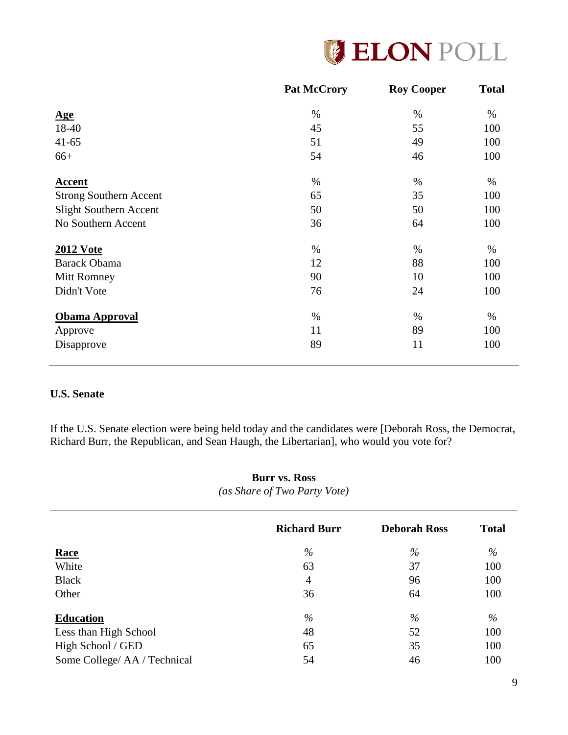| | Pat McCrory | Roy Cooper | Total |
|---|---|---|---|
| **Age** | % | % | % |
| 18-40 | 45 | 55 | 100 |
| 41-65 | 51 | 49 | 100 |
| 66+ | 54 | 46 | 100 |
| **Accent** | % | % | % |
| Strong Southern Accent | 65 | 35 | 100 |
| Slight Southern Accent | 50 | 50 | 100 |
| No Southern Accent | 36 | 64 | 100 |
| **2012 Vote** | % | % | % |
| Barack Obama | 12 | 88 | 100 |
| Mitt Romney | 90 | 10 | 100 |
| Didn't Vote | 76 | 24 | 100 |
| **Obama Approval** | % | % | % |
| Approve | 11 | 89 | 100 |
| Disapprove | 89 | 11 | 100 |

**U.S. Senate**

If the U.S. Senate election were being held today and the candidates were [Deborah Ross, the Democrat, Richard Burr, the Republican, and Sean Haugh, the Libertarian], who would you vote for?

**Burr vs. Ross**
*(as Share of Two Party Vote)*

| | Richard Burr | Deborah Ross | Total |
|---|---|---|---|
| **Race** | % | % | % |
| White | 63 | 37 | 100 |
| Black | 4 | 96 | 100 |
| Other | 36 | 64 | 100 |
| **Education** | % | % | % |
| Less than High School | 48 | 52 | 100 |
| High School / GED | 65 | 35 | 100 |
| Some College/ AA / Technical | 54 | 46 | 100 |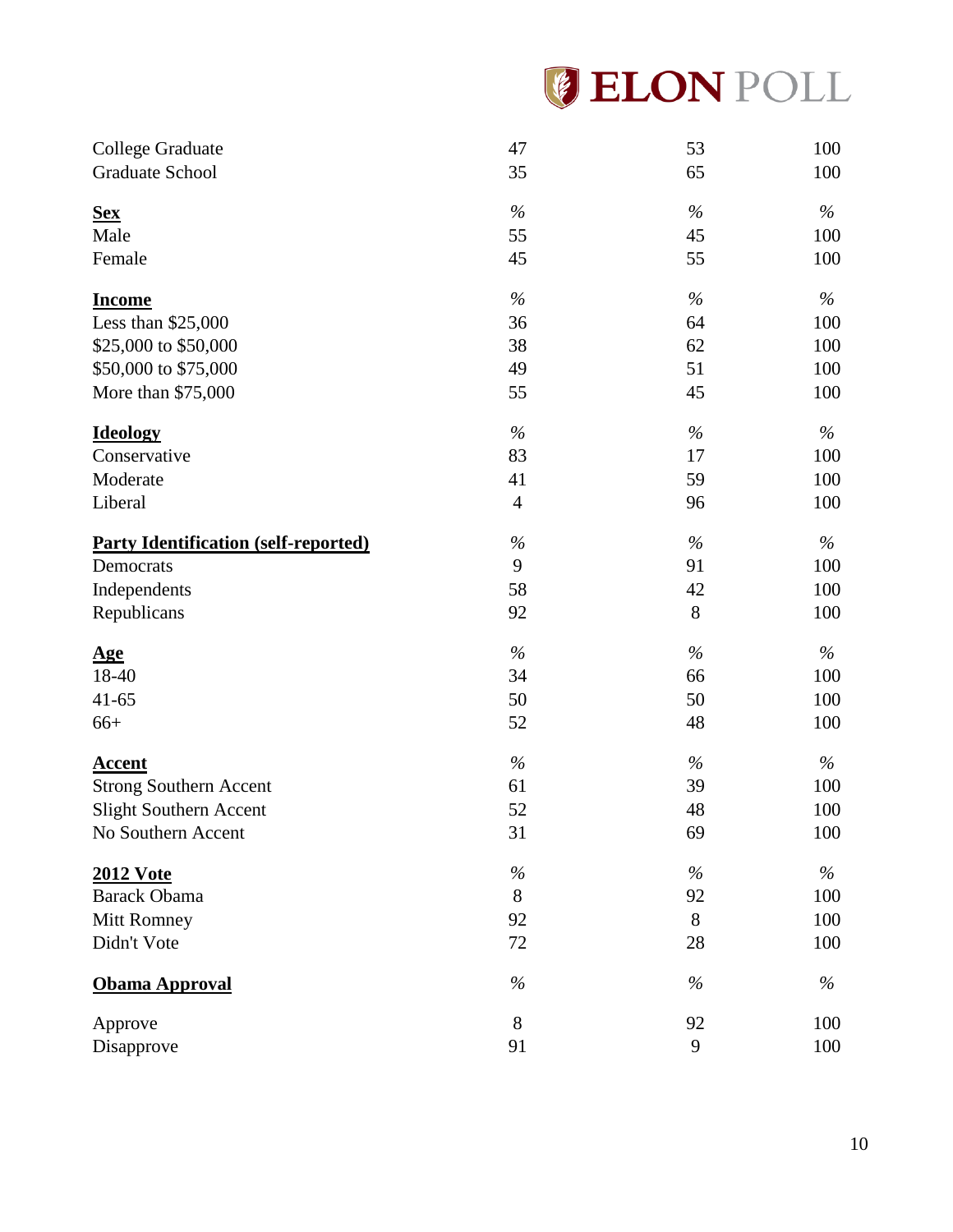| | | | |
|---|---|---|---|
| College Graduate | 47 | 53 | 100 |
| Graduate School | 35 | 65 | 100 |
| **Sex** | % | % | % |
| Male | 55 | 45 | 100 |
| Female | 45 | 55 | 100 |
| **Income** | % | % | % |
| Less than $25,000 | 36 | 64 | 100 |
| $25,000 to $50,000 | 38 | 62 | 100 |
| $50,000 to $75,000 | 49 | 51 | 100 |
| More than $75,000 | 55 | 45 | 100 |
| **Ideology** | % | % | % |
| Conservative | 83 | 17 | 100 |
| Moderate | 41 | 59 | 100 |
| Liberal | 4 | 96 | 100 |
| **Party Identification (self-reported)** | % | % | % |
| Democrats | 9 | 91 | 100 |
| Independents | 58 | 42 | 100 |
| Republicans | 92 | 8 | 100 |
| **Age** | % | % | % |
| 18-40 | 34 | 66 | 100 |
| 41-65 | 50 | 50 | 100 |
| 66+ | 52 | 48 | 100 |
| **Accent** | % | % | % |
| Strong Southern Accent | 61 | 39 | 100 |
| Slight Southern Accent | 52 | 48 | 100 |
| No Southern Accent | 31 | 69 | 100 |
| **2012 Vote** | % | % | % |
| Barack Obama | 8 | 92 | 100 |
| Mitt Romney | 92 | 8 | 100 |
| Didn't Vote | 72 | 28 | 100 |
| **Obama Approval** | % | % | % |
| Approve | 8 | 92 | 100 |
| Disapprove | 91 | 9 | 100 |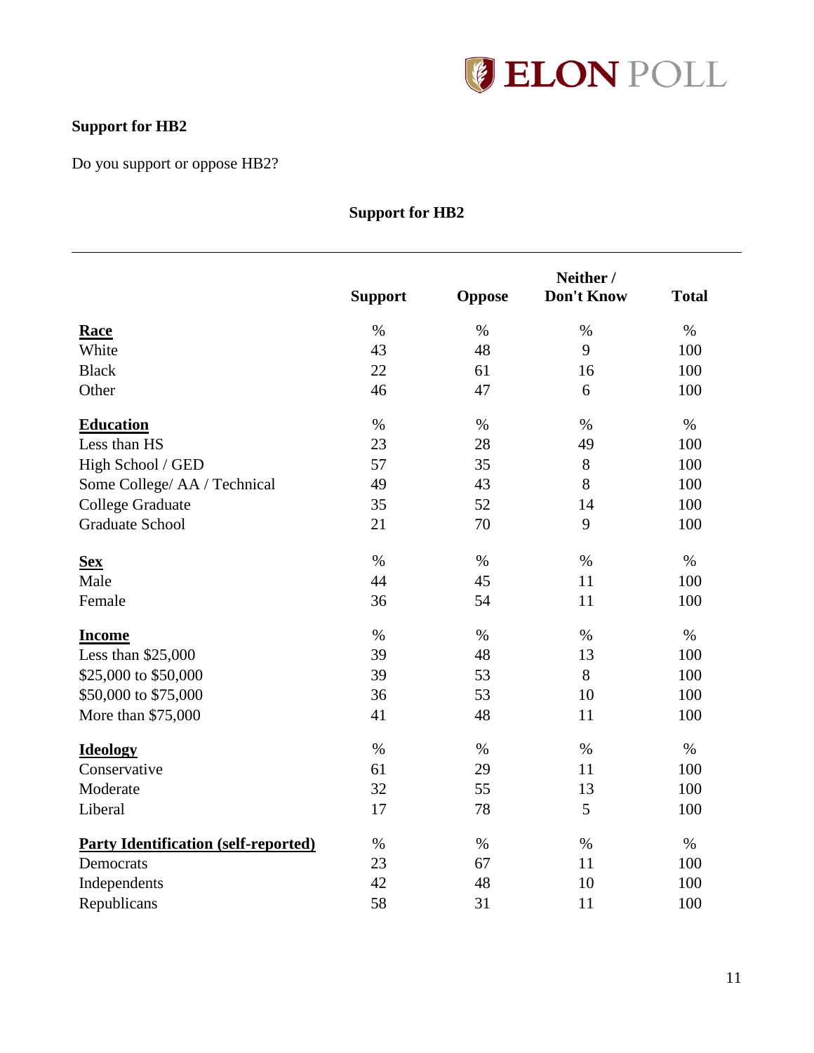## Support for HB2

Do you support or oppose HB2?

**Support for HB2**

| | Support | Oppose | Neither / Don't Know | Total |
|---|---|---|---|---|
| **Race** | % | % | % | % |
| White | 43 | 48 | 9 | 100 |
| Black | 22 | 61 | 16 | 100 |
| Other | 46 | 47 | 6 | 100 |
| **Education** | % | % | % | % |
| Less than HS | 23 | 28 | 49 | 100 |
| High School / GED | 57 | 35 | 8 | 100 |
| Some College/ AA / Technical | 49 | 43 | 8 | 100 |
| College Graduate | 35 | 52 | 14 | 100 |
| Graduate School | 21 | 70 | 9 | 100 |
| **Sex** | % | % | % | % |
| Male | 44 | 45 | 11 | 100 |
| Female | 36 | 54 | 11 | 100 |
| **Income** | % | % | % | % |
| Less than $25,000 | 39 | 48 | 13 | 100 |
| $25,000 to $50,000 | 39 | 53 | 8 | 100 |
| $50,000 to $75,000 | 36 | 53 | 10 | 100 |
| More than $75,000 | 41 | 48 | 11 | 100 |
| **Ideology** | % | % | % | % |
| Conservative | 61 | 29 | 11 | 100 |
| Moderate | 32 | 55 | 13 | 100 |
| Liberal | 17 | 78 | 5 | 100 |
| **Party Identification (self-reported)** | % | % | % | % |
| Democrats | 23 | 67 | 11 | 100 |
| Independents | 42 | 48 | 10 | 100 |
| Republicans | 58 | 31 | 11 | 100 |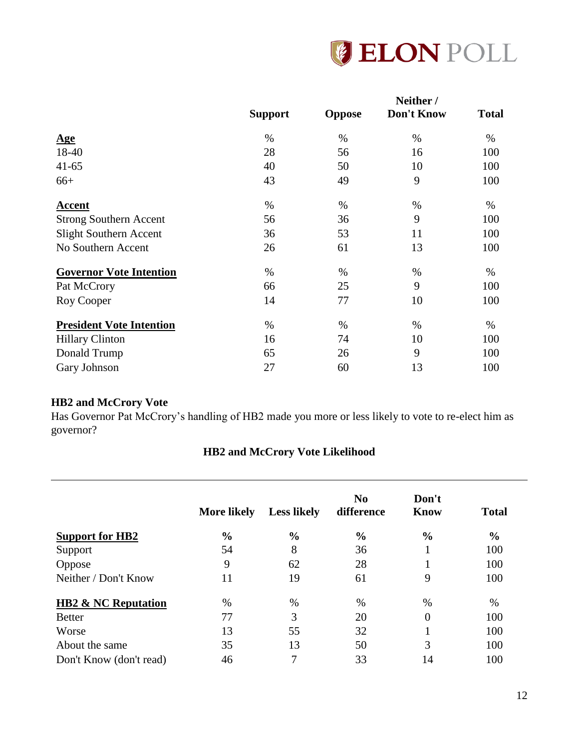| | Support | Oppose | Neither / Don't Know | Total |
|---|---|---|---|---|
| **Age** | % | % | % | % |
| 18-40 | 28 | 56 | 16 | 100 |
| 41-65 | 40 | 50 | 10 | 100 |
| 66+ | 43 | 49 | 9 | 100 |
| **Accent** | % | % | % | % |
| Strong Southern Accent | 56 | 36 | 9 | 100 |
| Slight Southern Accent | 36 | 53 | 11 | 100 |
| No Southern Accent | 26 | 61 | 13 | 100 |
| **Governor Vote Intention** | % | % | % | % |
| Pat McCrory | 66 | 25 | 9 | 100 |
| Roy Cooper | 14 | 77 | 10 | 100 |
| **President Vote Intention** | % | % | % | % |
| Hillary Clinton | 16 | 74 | 10 | 100 |
| Donald Trump | 65 | 26 | 9 | 100 |
| Gary Johnson | 27 | 60 | 13 | 100 |

**HB2 and McCrory Vote**

Has Governor Pat McCrory's handling of HB2 made you more or less likely to vote to re-elect him as governor?

**HB2 and McCrory Vote Likelihood**

| | More likely | Less likely | No difference | Don't Know | Total |
|---|---|---|---|---|---|
| **Support for HB2** | **%** | **%** | **%** | **%** | **%** |
| Support | 54 | 8 | 36 | 1 | 100 |
| Oppose | 9 | 62 | 28 | 1 | 100 |
| Neither / Don't Know | 11 | 19 | 61 | 9 | 100 |
| **HB2 & NC Reputation** | % | % | % | % | % |
| Better | 77 | 3 | 20 | 0 | 100 |
| Worse | 13 | 55 | 32 | 1 | 100 |
| About the same | 35 | 13 | 50 | 3 | 100 |
| Don't Know (don't read) | 46 | 7 | 33 | 14 | 100 |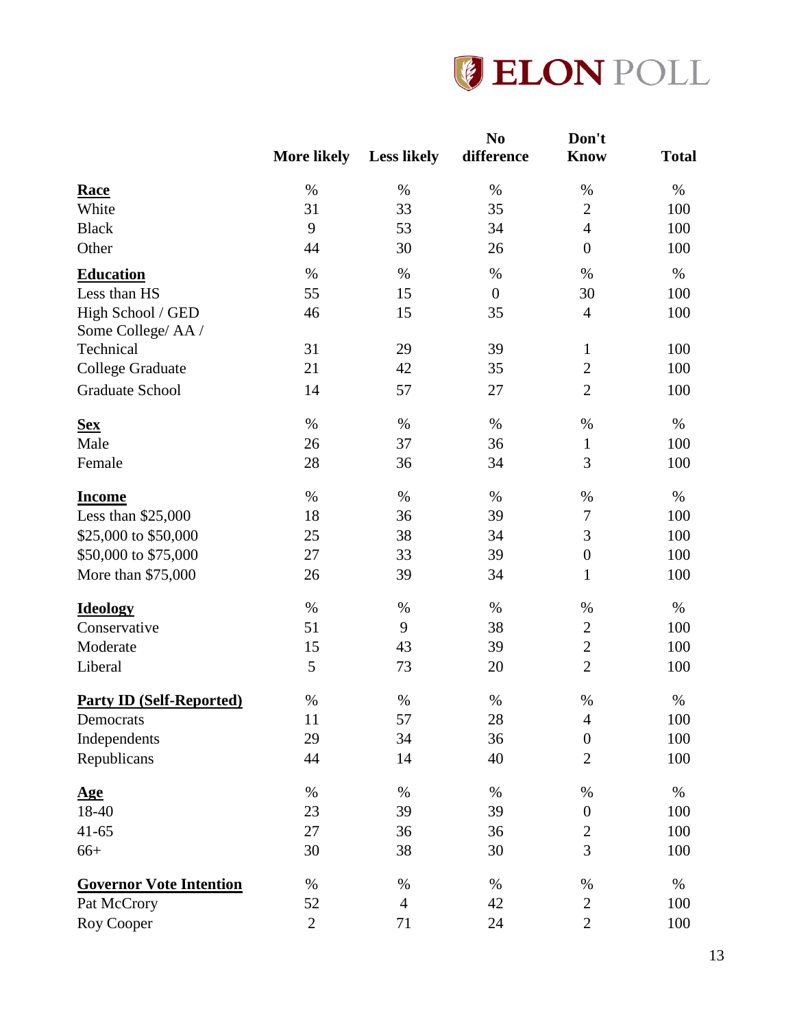| | More likely | Less likely | No difference | Don't Know | Total |
|---|---|---|---|---|---|
| **Race** | % | % | % | % | % |
| White | 31 | 33 | 35 | 2 | 100 |
| Black | 9 | 53 | 34 | 4 | 100 |
| Other | 44 | 30 | 26 | 0 | 100 |
| **Education** | % | % | % | % | % |
| Less than HS | 55 | 15 | 0 | 30 | 100 |
| High School / GED | 46 | 15 | 35 | 4 | 100 |
| Some College/ AA / Technical | 31 | 29 | 39 | 1 | 100 |
| College Graduate | 21 | 42 | 35 | 2 | 100 |
| Graduate School | 14 | 57 | 27 | 2 | 100 |
| **Sex** | % | % | % | % | % |
| Male | 26 | 37 | 36 | 1 | 100 |
| Female | 28 | 36 | 34 | 3 | 100 |
| **Income** | % | % | % | % | % |
| Less than $25,000 | 18 | 36 | 39 | 7 | 100 |
| $25,000 to $50,000 | 25 | 38 | 34 | 3 | 100 |
| $50,000 to $75,000 | 27 | 33 | 39 | 0 | 100 |
| More than $75,000 | 26 | 39 | 34 | 1 | 100 |
| **Ideology** | % | % | % | % | % |
| Conservative | 51 | 9 | 38 | 2 | 100 |
| Moderate | 15 | 43 | 39 | 2 | 100 |
| Liberal | 5 | 73 | 20 | 2 | 100 |
| **Party ID (Self-Reported)** | % | % | % | % | % |
| Democrats | 11 | 57 | 28 | 4 | 100 |
| Independents | 29 | 34 | 36 | 0 | 100 |
| Republicans | 44 | 14 | 40 | 2 | 100 |
| **Age** | % | % | % | % | % |
| 18-40 | 23 | 39 | 39 | 0 | 100 |
| 41-65 | 27 | 36 | 36 | 2 | 100 |
| 66+ | 30 | 38 | 30 | 3 | 100 |
| **Governor Vote Intention** | % | % | % | % | % |
| Pat McCrory | 52 | 4 | 42 | 2 | 100 |
| Roy Cooper | 2 | 71 | 24 | 2 | 100 |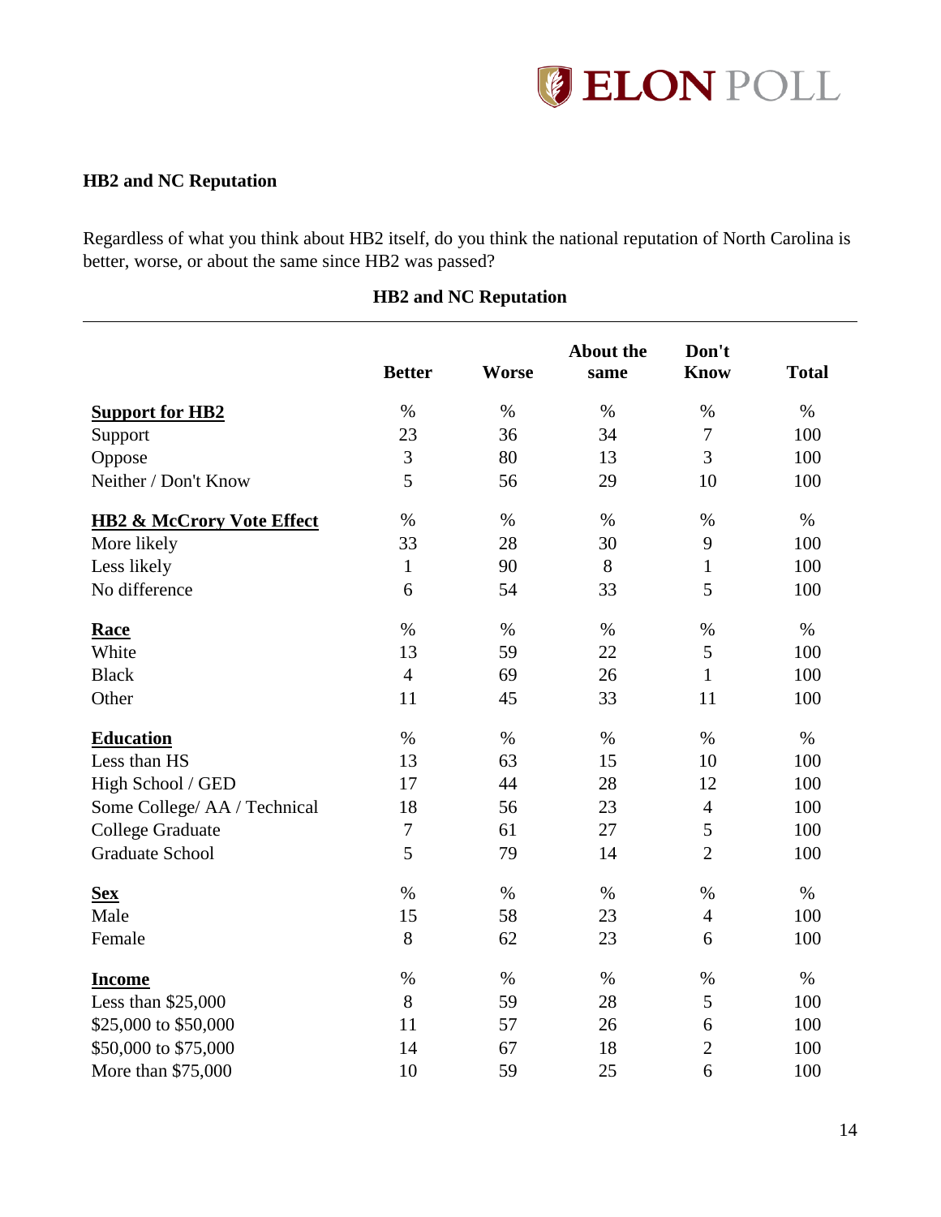## HB2 and NC Reputation

Regardless of what you think about HB2 itself, do you think the national reputation of North Carolina is better, worse, or about the same since HB2 was passed?

**HB2 and NC Reputation**

| | Better | Worse | About the same | Don't Know | Total |
|---|---|---|---|---|---|
| **Support for HB2** | % | % | % | % | % |
| Support | 23 | 36 | 34 | 7 | 100 |
| Oppose | 3 | 80 | 13 | 3 | 100 |
| Neither / Don't Know | 5 | 56 | 29 | 10 | 100 |
| **HB2 & McCrory Vote Effect** | % | % | % | % | % |
| More likely | 33 | 28 | 30 | 9 | 100 |
| Less likely | 1 | 90 | 8 | 1 | 100 |
| No difference | 6 | 54 | 33 | 5 | 100 |
| **Race** | % | % | % | % | % |
| White | 13 | 59 | 22 | 5 | 100 |
| Black | 4 | 69 | 26 | 1 | 100 |
| Other | 11 | 45 | 33 | 11 | 100 |
| **Education** | % | % | % | % | % |
| Less than HS | 13 | 63 | 15 | 10 | 100 |
| High School / GED | 17 | 44 | 28 | 12 | 100 |
| Some College/ AA / Technical | 18 | 56 | 23 | 4 | 100 |
| College Graduate | 7 | 61 | 27 | 5 | 100 |
| Graduate School | 5 | 79 | 14 | 2 | 100 |
| **Sex** | % | % | % | % | % |
| Male | 15 | 58 | 23 | 4 | 100 |
| Female | 8 | 62 | 23 | 6 | 100 |
| **Income** | % | % | % | % | % |
| Less than $25,000 | 8 | 59 | 28 | 5 | 100 |
| $25,000 to $50,000 | 11 | 57 | 26 | 6 | 100 |
| $50,000 to $75,000 | 14 | 67 | 18 | 2 | 100 |
| More than $75,000 | 10 | 59 | 25 | 6 | 100 |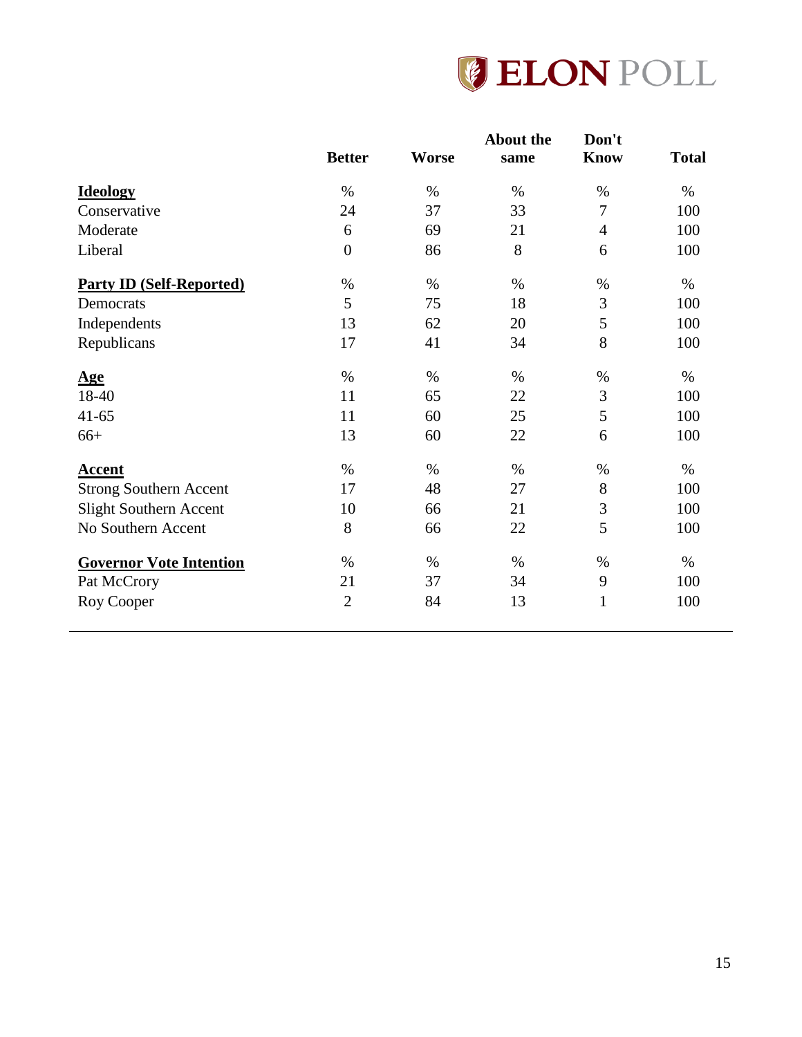|  | Better | Worse | About the same | Don't Know | Total |
|---|---|---|---|---|---|
| **Ideology** | % | % | % | % | % |
| Conservative | 24 | 37 | 33 | 7 | 100 |
| Moderate | 6 | 69 | 21 | 4 | 100 |
| Liberal | 0 | 86 | 8 | 6 | 100 |
| **Party ID (Self-Reported)** | % | % | % | % | % |
| Democrats | 5 | 75 | 18 | 3 | 100 |
| Independents | 13 | 62 | 20 | 5 | 100 |
| Republicans | 17 | 41 | 34 | 8 | 100 |
| **Age** | % | % | % | % | % |
| 18-40 | 11 | 65 | 22 | 3 | 100 |
| 41-65 | 11 | 60 | 25 | 5 | 100 |
| 66+ | 13 | 60 | 22 | 6 | 100 |
| **Accent** | % | % | % | % | % |
| Strong Southern Accent | 17 | 48 | 27 | 8 | 100 |
| Slight Southern Accent | 10 | 66 | 21 | 3 | 100 |
| No Southern Accent | 8 | 66 | 22 | 5 | 100 |
| **Governor Vote Intention** | % | % | % | % | % |
| Pat McCrory | 21 | 37 | 34 | 9 | 100 |
| Roy Cooper | 2 | 84 | 13 | 1 | 100 |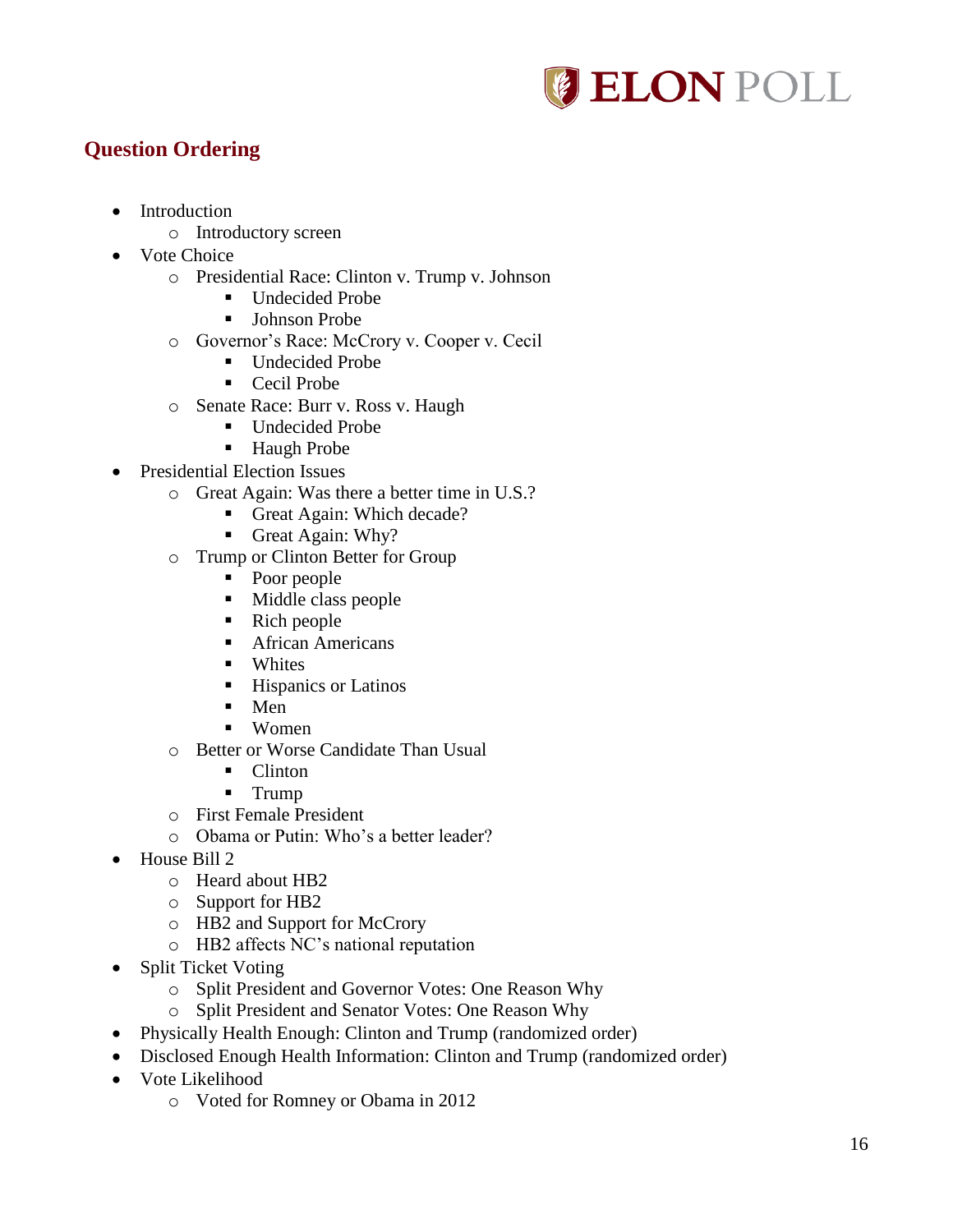## Question Ordering

- Introduction
  - Introductory screen
- Vote Choice
  - Presidential Race: Clinton v. Trump v. Johnson
    - Undecided Probe
    - Johnson Probe
  - Governor's Race: McCrory v. Cooper v. Cecil
    - Undecided Probe
    - Cecil Probe
  - Senate Race: Burr v. Ross v. Haugh
    - Undecided Probe
    - Haugh Probe
- Presidential Election Issues
  - Great Again: Was there a better time in U.S.?
    - Great Again: Which decade?
    - Great Again: Why?
  - Trump or Clinton Better for Group
    - Poor people
    - Middle class people
    - Rich people
    - African Americans
    - Whites
    - Hispanics or Latinos
    - Men
    - Women
  - Better or Worse Candidate Than Usual
    - Clinton
    - Trump
  - First Female President
  - Obama or Putin: Who's a better leader?
- House Bill 2
  - Heard about HB2
  - Support for HB2
  - HB2 and Support for McCrory
  - HB2 affects NC's national reputation
- Split Ticket Voting
  - Split President and Governor Votes: One Reason Why
  - Split President and Senator Votes: One Reason Why
- Physically Health Enough: Clinton and Trump (randomized order)
- Disclosed Enough Health Information: Clinton and Trump (randomized order)
- Vote Likelihood
  - Voted for Romney or Obama in 2012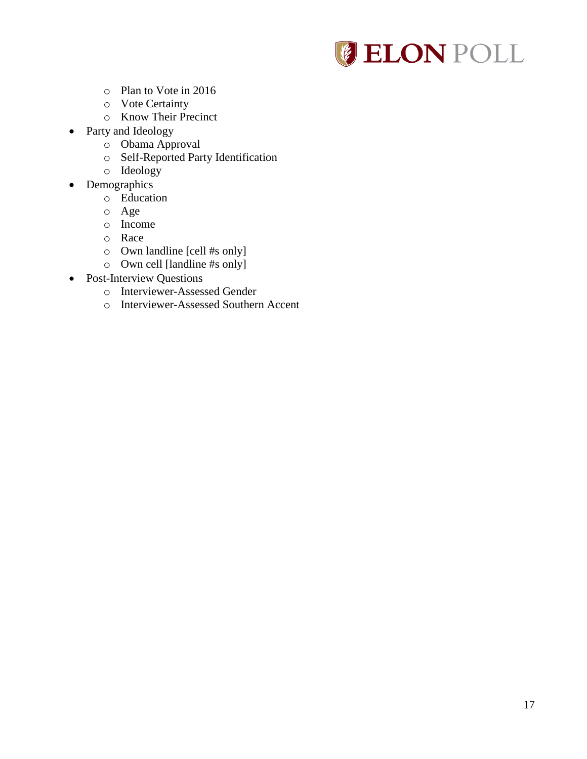- Plan to Vote in 2016
  - Vote Certainty
  - Know Their Precinct
- Party and Ideology
  - Obama Approval
  - Self-Reported Party Identification
  - Ideology
- Demographics
  - Education
  - Age
  - Income
  - Race
  - Own landline [cell #s only]
  - Own cell [landline #s only]
- Post-Interview Questions
  - Interviewer-Assessed Gender
  - Interviewer-Assessed Southern Accent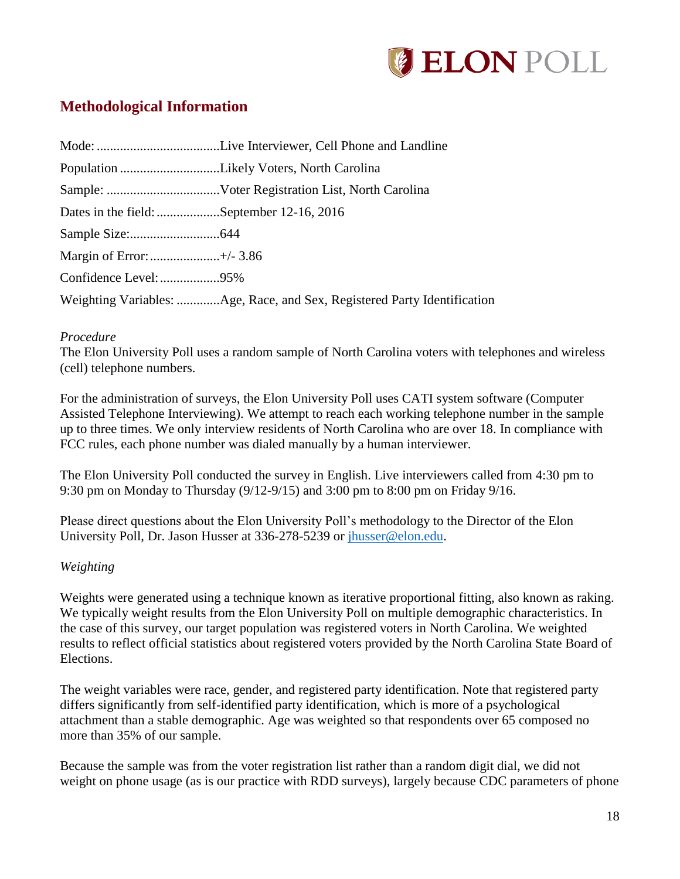## Methodological Information

Mode: .....................................Live Interviewer, Cell Phone and Landline

Population ..............................Likely Voters, North Carolina

Sample: ..................................Voter Registration List, North Carolina

Dates in the field: ...................September 12-16, 2016

Sample Size:...........................644

Margin of Error:.....................+/- 3.86

Confidence Level:..................95%

Weighting Variables: .............Age, Race, and Sex, Registered Party Identification

*Procedure*

The Elon University Poll uses a random sample of North Carolina voters with telephones and wireless (cell) telephone numbers.

For the administration of surveys, the Elon University Poll uses CATI system software (Computer Assisted Telephone Interviewing). We attempt to reach each working telephone number in the sample up to three times. We only interview residents of North Carolina who are over 18. In compliance with FCC rules, each phone number was dialed manually by a human interviewer.

The Elon University Poll conducted the survey in English. Live interviewers called from 4:30 pm to 9:30 pm on Monday to Thursday (9/12-9/15) and 3:00 pm to 8:00 pm on Friday 9/16.

Please direct questions about the Elon University Poll's methodology to the Director of the Elon University Poll, Dr. Jason Husser at 336-278-5239 or jhusser@elon.edu.

*Weighting*

Weights were generated using a technique known as iterative proportional fitting, also known as raking. We typically weight results from the Elon University Poll on multiple demographic characteristics. In the case of this survey, our target population was registered voters in North Carolina. We weighted results to reflect official statistics about registered voters provided by the North Carolina State Board of Elections.

The weight variables were race, gender, and registered party identification. Note that registered party differs significantly from self-identified party identification, which is more of a psychological attachment than a stable demographic. Age was weighted so that respondents over 65 composed no more than 35% of our sample.

Because the sample was from the voter registration list rather than a random digit dial, we did not weight on phone usage (as is our practice with RDD surveys), largely because CDC parameters of phone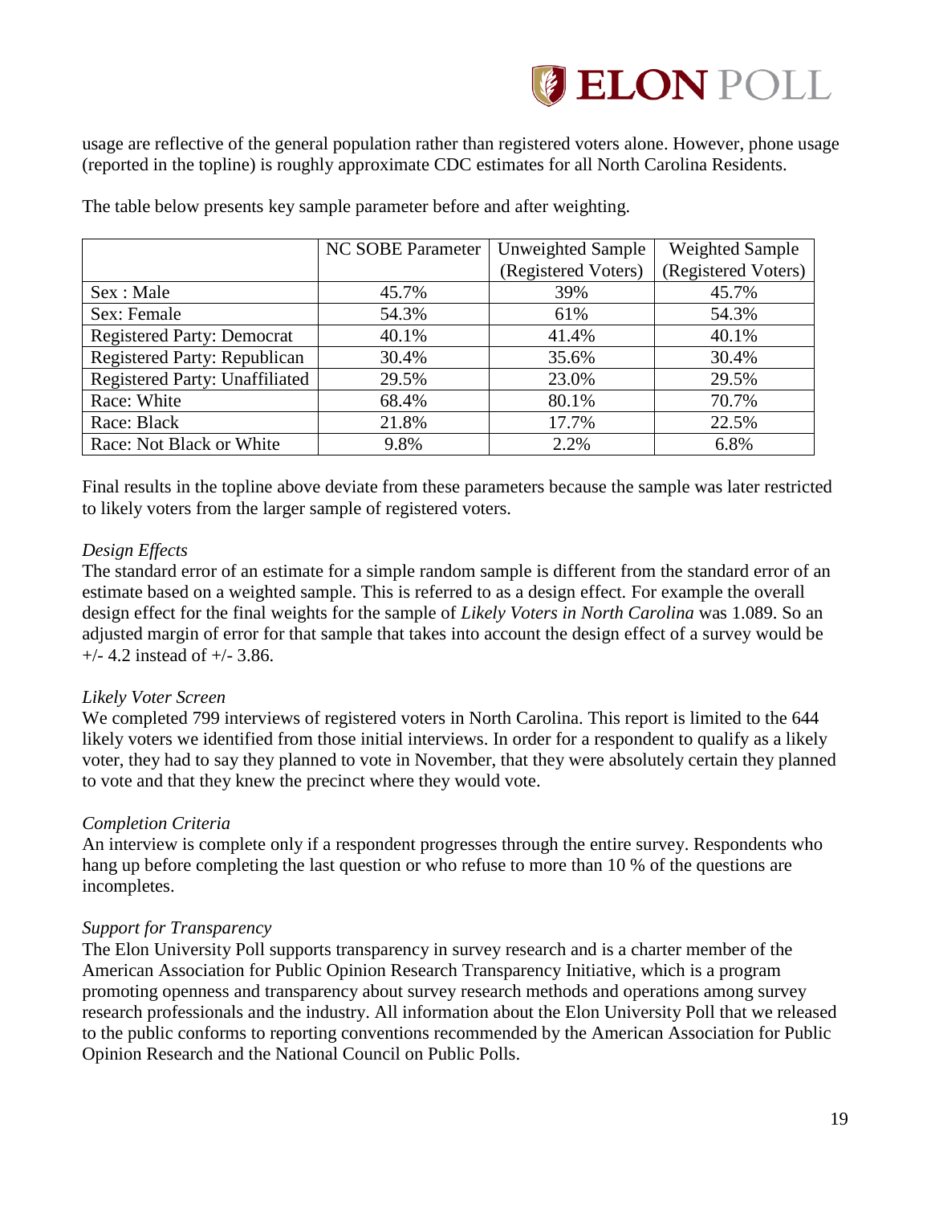usage are reflective of the general population rather than registered voters alone. However, phone usage (reported in the topline) is roughly approximate CDC estimates for all North Carolina Residents.

The table below presents key sample parameter before and after weighting.

| | NC SOBE Parameter | Unweighted Sample (Registered Voters) | Weighted Sample (Registered Voters) |
|---|---|---|---|
| Sex : Male | 45.7% | 39% | 45.7% |
| Sex: Female | 54.3% | 61% | 54.3% |
| Registered Party: Democrat | 40.1% | 41.4% | 40.1% |
| Registered Party: Republican | 30.4% | 35.6% | 30.4% |
| Registered Party: Unaffiliated | 29.5% | 23.0% | 29.5% |
| Race: White | 68.4% | 80.1% | 70.7% |
| Race: Black | 21.8% | 17.7% | 22.5% |
| Race: Not Black or White | 9.8% | 2.2% | 6.8% |

Final results in the topline above deviate from these parameters because the sample was later restricted to likely voters from the larger sample of registered voters.

*Design Effects*

The standard error of an estimate for a simple random sample is different from the standard error of an estimate based on a weighted sample. This is referred to as a design effect. For example the overall design effect for the final weights for the sample of *Likely Voters in North Carolina* was 1.089. So an adjusted margin of error for that sample that takes into account the design effect of a survey would be +/- 4.2 instead of +/- 3.86.

*Likely Voter Screen*

We completed 799 interviews of registered voters in North Carolina. This report is limited to the 644 likely voters we identified from those initial interviews. In order for a respondent to qualify as a likely voter, they had to say they planned to vote in November, that they were absolutely certain they planned to vote and that they knew the precinct where they would vote.

*Completion Criteria*

An interview is complete only if a respondent progresses through the entire survey. Respondents who hang up before completing the last question or who refuse to more than 10 % of the questions are incompletes.

*Support for Transparency*

The Elon University Poll supports transparency in survey research and is a charter member of the American Association for Public Opinion Research Transparency Initiative, which is a program promoting openness and transparency about survey research methods and operations among survey research professionals and the industry. All information about the Elon University Poll that we released to the public conforms to reporting conventions recommended by the American Association for Public Opinion Research and the National Council on Public Polls.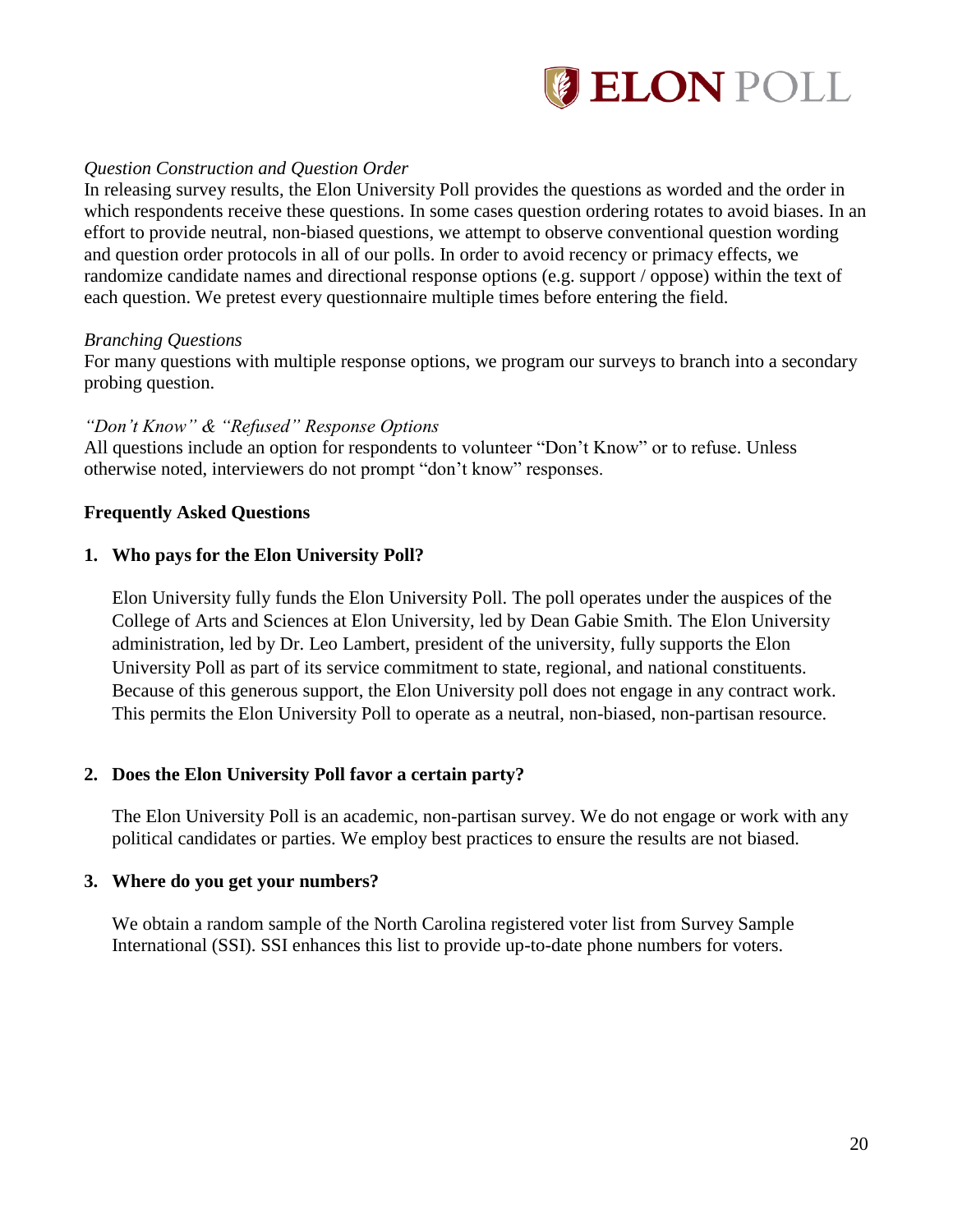*Question Construction and Question Order*

In releasing survey results, the Elon University Poll provides the questions as worded and the order in which respondents receive these questions. In some cases question ordering rotates to avoid biases. In an effort to provide neutral, non-biased questions, we attempt to observe conventional question wording and question order protocols in all of our polls. In order to avoid recency or primacy effects, we randomize candidate names and directional response options (e.g. support / oppose) within the text of each question. We pretest every questionnaire multiple times before entering the field.

*Branching Questions*

For many questions with multiple response options, we program our surveys to branch into a secondary probing question.

*"Don't Know" & "Refused" Response Options*

All questions include an option for respondents to volunteer "Don't Know" or to refuse. Unless otherwise noted, interviewers do not prompt "don't know" responses.

**Frequently Asked Questions**

1. **Who pays for the Elon University Poll?**

   Elon University fully funds the Elon University Poll. The poll operates under the auspices of the College of Arts and Sciences at Elon University, led by Dean Gabie Smith. The Elon University administration, led by Dr. Leo Lambert, president of the university, fully supports the Elon University Poll as part of its service commitment to state, regional, and national constituents. Because of this generous support, the Elon University poll does not engage in any contract work. This permits the Elon University Poll to operate as a neutral, non-biased, non-partisan resource.

2. **Does the Elon University Poll favor a certain party?**

   The Elon University Poll is an academic, non-partisan survey. We do not engage or work with any political candidates or parties. We employ best practices to ensure the results are not biased.

3. **Where do you get your numbers?**

   We obtain a random sample of the North Carolina registered voter list from Survey Sample International (SSI). SSI enhances this list to provide up-to-date phone numbers for voters.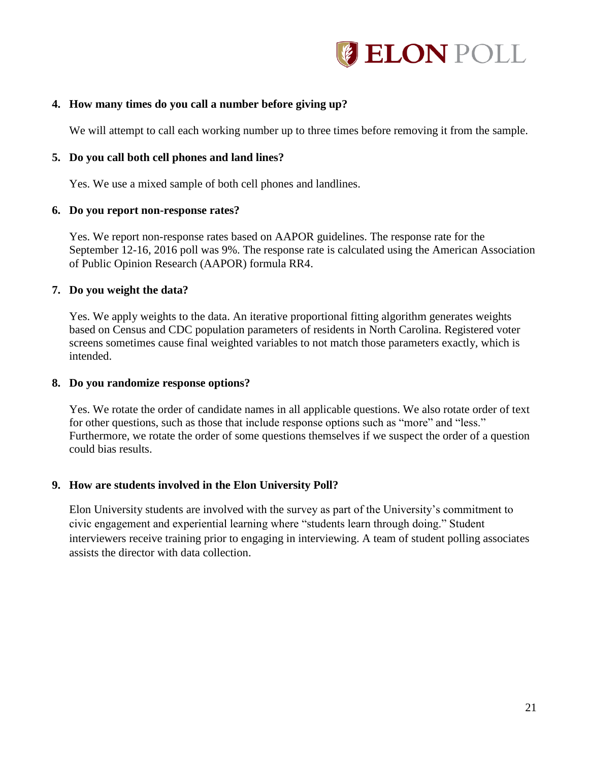4. **How many times do you call a number before giving up?**

   We will attempt to call each working number up to three times before removing it from the sample.

5. **Do you call both cell phones and land lines?**

   Yes. We use a mixed sample of both cell phones and landlines.

6. **Do you report non-response rates?**

   Yes. We report non-response rates based on AAPOR guidelines. The response rate for the September 12-16, 2016 poll was 9%. The response rate is calculated using the American Association of Public Opinion Research (AAPOR) formula RR4.

7. **Do you weight the data?**

   Yes. We apply weights to the data. An iterative proportional fitting algorithm generates weights based on Census and CDC population parameters of residents in North Carolina. Registered voter screens sometimes cause final weighted variables to not match those parameters exactly, which is intended.

8. **Do you randomize response options?**

   Yes. We rotate the order of candidate names in all applicable questions. We also rotate order of text for other questions, such as those that include response options such as "more" and "less." Furthermore, we rotate the order of some questions themselves if we suspect the order of a question could bias results.

9. **How are students involved in the Elon University Poll?**

   Elon University students are involved with the survey as part of the University's commitment to civic engagement and experiential learning where "students learn through doing." Student interviewers receive training prior to engaging in interviewing. A team of student polling associates assists the director with data collection.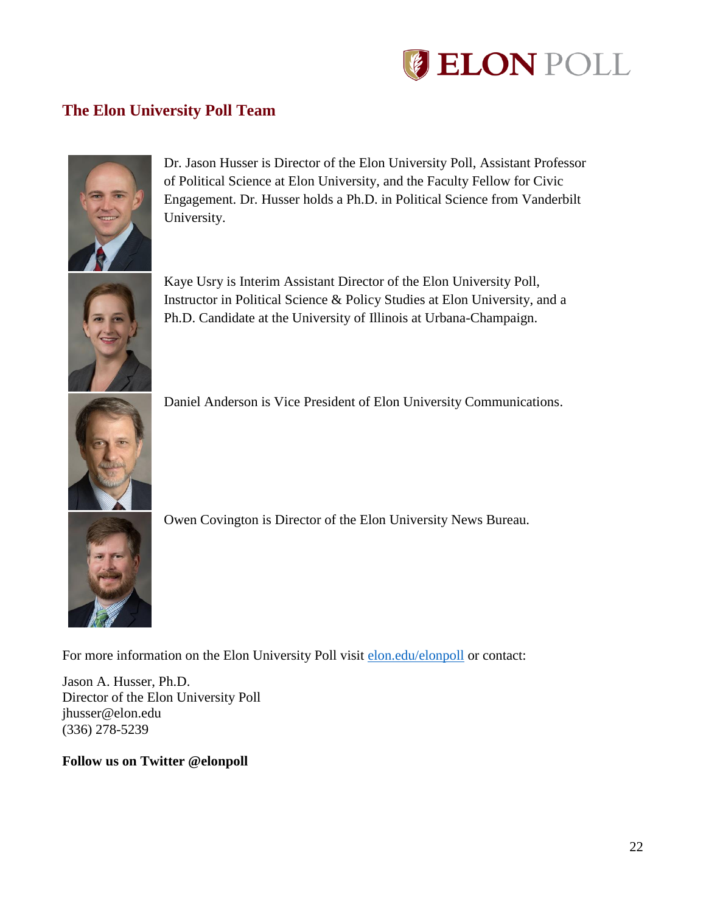## The Elon University Poll Team

Dr. Jason Husser is Director of the Elon University Poll, Assistant Professor of Political Science at Elon University, and the Faculty Fellow for Civic Engagement. Dr. Husser holds a Ph.D. in Political Science from Vanderbilt University.

Kaye Usry is Interim Assistant Director of the Elon University Poll, Instructor in Political Science & Policy Studies at Elon University, and a Ph.D. Candidate at the University of Illinois at Urbana-Champaign.

Daniel Anderson is Vice President of Elon University Communications.

Owen Covington is Director of the Elon University News Bureau.

For more information on the Elon University Poll visit elon.edu/elonpoll or contact:

Jason A. Husser, Ph.D.
Director of the Elon University Poll
jhusser@elon.edu
(336) 278-5239

**Follow us on Twitter @elonpoll**